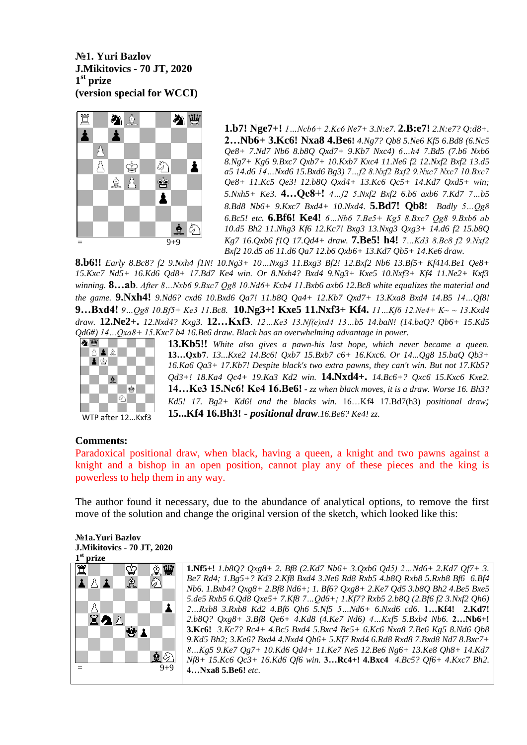**№1. Yuri Bazlov**
**J.Mikitovics - 70 JT, 2020**
**1st prize**
**(version special for WCCI)**

= 9+9

**1.b7! Nge7+!** *1…Ncb6+ 2.Kc6 Ne7+ 3.N:e7.* **2.B:e7!** *2.N:e7? Q:d8+.* **2…Nb6+ 3.Kc6! Nxa8 4.Be6!** *4.Ng7? Qb8 5.Ne6 Kf5 6.Bd8 (6.Nc5 Qe8+ 7.Nd7 Nb6 8.b8Q Qxd7+ 9.Kb7 Nxc4) 6…h4 7.Bd5 (7.b6 Nxb6 8.Ng7+ Kg6 9.Bxc7 Qxb7+ 10.Kxb7 Kxc4 11.Ne6 f2 12.Nxf2 Bxf2 13.d5 a5 14.d6 14…Nxd6 15.Bxd6 Bg3) 7…f2 8.Nxf2 Bxf2 9.Nxc7 Nxc7 10.Bxc7 Qe8+ 11.Kc5 Qe3! 12.b8Q Qxd4+ 13.Kc6 Qc5+ 14.Kd7 Qxd5+ win; 5.Nxh5+ Ke3.* **4…Qe8+!** *4…f2 5.Nxf2 Bxf2 6.b6 axb6 7.Kd7 7…b5 8.Bd8 Nb6+ 9.Kxc7 Bxd4+ 10.Nxd4.* **5.Bd7! Qb8!** *Badly 5…Qg8 6.Bc5! etc.* **6.Bf6! Ke4!** *6…Nb6 7.Be5+ Kg5 8.Bxc7 Qg8 9.Bxb6 ab 10.d5 Bh2 11.Nhg3 Kf6 12.Kc7! Bxg3 13.Nxg3 Qxg3+ 14.d6 f2 15.b8Q Kg7 16.Qxb6 f1Q 17.Qd4+ draw.* **7.Be5! h4!** *7…Kd3 8.Bc8 f2 9.Nxf2 Bxf2 10.d5 a6 11.d6 Qa7 12.b6 Qxb6+ 13.Kd7 Qb5+ 14.Ke6 draw.*

**8.b6!!** *Early 8.Bc8? f2 9.Nxh4 f1N! 10.Ng3+ 10…Nxg3 11.Bxg3 Bf2! 12.Bxf2 Nb6 13.Bf5+ Kf414.Be1 Qe8+ 15.Kxc7 Nd5+ 16.Kd6 Qd8+ 17.Bd7 Ke4 win. Or 8.Nxh4? Bxd4 9.Ng3+ Kxe5 10.Nxf3+ Kf4 11.Ne2+ Kxf3 winning.* **8…ab**. *After 8…Nxb6 9.Bxc7 Qg8 10.Nd6+ Kxb4 11.Bxb6 axb6 12.Bc8 white equalizes the material and the game.* **9.Nxh4!** *9.Nd6? cxd6 10.Bxd6 Qa7! 11.b8Q Qa4+ 12.Kb7 Qxd7+ 13.Kxa8 Bxd4 14.B5 14…Qf8!* **9…Bxd4!** *9…Qg8 10.Bf5+ Ke3 11.Bc8.* **10.Ng3+! Kxe5 11.Nxf3+ Kf4.** *11…Kf6 12.Ne4+ K~ ~ 13.Kxd4 draw.* **12.Ne2+.** *12.Nxd4? Kxg3.* **12…Kxf3**. *12…Ke3 13.Nf(e)xd4 13…b5 14.baN! (14.baQ? Qb6+ 15.Kd5 Qd6#) 14…Qxa8+ 15.Kxc7 b4 16.Be6 draw. Black has an overwhelming advantage in power.*

WTP after 12...Kxf3

**13.Kb5!!** *White also gives a pawn-his last hope, which never became a queen.* **13…Qxb7**. *13...Kxe2 14.Bc6! Qxb7 15.Bxb7 c6+ 16.Kxc6. Or 14...Qg8 15.baQ Qb3+ 16.Ka6 Qa3+ 17.Kb7! Despite black's two extra pawns, they can't win. But not 17.Kb5? Qd3+! 18.Ka4 Qc4+ 19.Ka3 Kd2 win.* **14.Nxd4+.** *14.Bc6+? Qxc6 15.Kxc6 Kxe2.* **14…Ke3 15.Nc6! Ke4 16.Be6!** *- zz when black moves, it is a draw. Worse 16. Bh3? Kd5! 17. Bg2+ Kd6! and the blacks win.* 16…Kf4 17.Bd7(h3) *positional draw;* **15...Kf4 16.Bh3! - *positional draw***.*16.Be6? Ke4! zz.*

**Comments:**

Paradoxical positional draw, when black, having a queen, a knight and two pawns against a knight and a bishop in an open position, cannot play any of these pieces and the king is powerless to help them in any way.

The author found it necessary, due to the abundance of analytical options, to remove the first move of the solution and change the original version of the sketch, which looked like this:

**№1a.Yuri Bazlov**
**J.Mikitovics - 70 JT, 2020**
**1st prize**

= 9+9

**1.Nf5+!** *1.b8Q? Qxg8+ 2. Bf8 (2.Kd7 Nb6+ 3.Qxb6 Qd5) 2…Nd6+ 2.Kd7 Qf7+ 3. Be7 Rd4; 1.Bg5+? Kd3 2.Kf8 Bxd4 3.Ne6 Rd8 Rxb5 4.b8Q Rxb8 5.Rxb8 Bf6 6.Bf4 Nb6. 1.Bxb4? Qxg8+ 2.Bf8 Nd6+; 1. Bf6? Qxg8+ 2.Ke7 Qd5 3.b8Q Bh2 4.Be5 Bxe5 5.de5 Rxb5 6.Qd8 Qxe5+ 7.Kf8 7…Qd6+; 1.Kf7? Rxb5 2.b8Q (2.Bf6 f2 3.Nxf2 Qh6) 2…Rxb8 3.Rxb8 Kd2 4.Bf6 Qh6 5.Nf5 5…Nd6+ 6.Nxd6 cd6.* **1…Kf4! 2.Kd7!** *2.b8Q? Qxg8+ 3.Bf8 Qe6+ 4.Kd8 (4.Ke7 Nd6) 4…Kxf5 5.Bxb4 Nb6.* **2…Nb6+! 3.Kc6!** *3.Kc7? Rc4+ 4.Bc5 Bxd4 5.Bxc4 Be5+ 6.Kc6 Nxa8 7.Be6 Kg5 8.Nd6 Qb8 9.Kd5 Bh2; 3.Ke6? Bxd4 4.Nxd4 Qh6+ 5.Kf7 Rxd4 6.Rd8 Rxd8 7.Bxd8 Nd7 8.Bxc7+ 8…Kg5 9.Ke7 Qg7+ 10.Kd6 Qd4+ 11.Ke7 Ne5 12.Be6 Ng6+ 13.Ke8 Qh8+ 14.Kd7 Nf8+ 15.Kc6 Qc3+ 16.Kd6 Qf6 win.* **3…Rc4+! 4.Bxc4** *4.Bc5? Qf6+ 4.Kxc7 Bh2.* **4…Nxa8 5.Be6!** *etc.*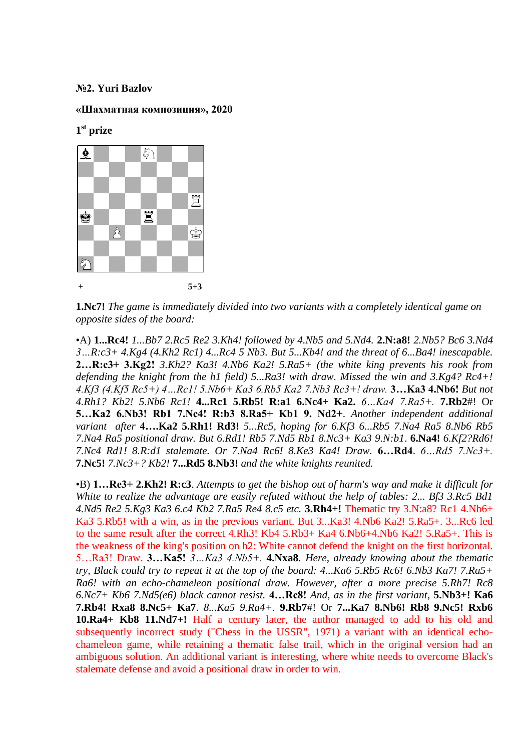**№2. Yuri Bazlov**

**«Шахматная композиция», 2020**

**1st prize**

\+ 5+3

**1.Nc7!** *The game is immediately divided into two variants with a completely identical game on opposite sides of the board:*

•A) **1...Rc4!** *1...Bb7 2.Rc5 Re2 3.Kh4! followed by 4.Nb5 and 5.Nd4.* **2.N:a8!** *2.Nb5? Bc6 3.Nd4 3…R:c3+ 4.Kg4 (4.Kh2 Rc1) 4...Rc4 5 Nb3. But 5...Kb4! and the threat of 6...Ba4! inescapable.* **2…R:c3+ 3.Kg2!** *3.Kh2? Ka3! 4.Nb6 Ka2! 5.Ra5+ (the white king prevents his rook from defending the knight from the h1 field) 5...Ra3! with draw. Missed the win and 3.Kg4? Rc4+! 4.Kf3 (4.Kf5 Rc5+) 4…Rc1! 5.Nb6+ Ka3 6.Rb5 Ka2 7.Nb3 Rc3+! draw.* **3…Ka3 4.Nb6!** *But not 4.Rh1? Kb2! 5.Nb6 Rc1!* **4...Rc1 5.Rb5! R:a1 6.Nc4+ Ka2.** *6…Ka4 7.Ra5+.* **7.Rb2**#! Or **5…Ka2 6.Nb3! Rb1 7.Nc4! R:b3 8.Ra5+ Kb1 9. Nd2+**. *Another independent additional variant after* **4….Ka2 5.Rh1! Rd3!** *5...Rc5, hoping for 6.Kf3 6...Rb5 7.Na4 Ra5 8.Nb6 Rb5 7.Na4 Ra5 positional draw. But 6.Rd1! Rb5 7.Nd5 Rb1 8.Nc3+ Ka3 9.N:b1.* **6.Na4!** *6.Kf2?Rd6! 7.Nc4 Rd1! 8.R:d1 stalemate. Or 7.Na4 Rc6! 8.Ke3 Ka4! Draw.* **6…Rd4**. *6…Rd5 7.Nc3+.* **7.Nc5!** *7.Nc3+? Kb2!* **7...Rd5 8.Nb3!** *and the white knights reunited.*

•B) **1…Re3+ 2.Kh2! R:c3**. *Attempts to get the bishop out of harm's way and make it difficult for White to realize the advantage are easily refuted without the help of tables: 2... Bf3 3.Rc5 Bd1 4.Nd5 Re2 5.Kg3 Ka3 6.c4 Kb2 7.Ra5 Re4 8.c5 etc.* **3.Rh4+!** Thematic try 3.N:a8? Rc1 4.Nb6+ Ka3 5.Rb5! with a win, as in the previous variant. But 3...Ka3! 4.Nb6 Ka2! 5.Ra5+. 3...Rc6 led to the same result after the correct 4.Rh3! Kb4 5.Rb3+ Ka4 6.Nb6+4.Nb6 Ka2! 5.Ra5+. This is the weakness of the king's position on h2: White cannot defend the knight on the first horizontal. 5…Ra3! Draw. **3…Ka5!** *3…Ka3 4.Nb5+.* **4.Nxa8**. *Here, already knowing about the thematic try, Black could try to repeat it at the top of the board: 4...Ka6 5.Rb5 Rc6! 6.Nb3 Ka7! 7.Ra5+ Ra6! with an echo-chameleon positional draw. However, after a more precise 5.Rh7! Rc8 6.Nc7+ Kb6 7.Nd5(e6) black cannot resist.* **4…Rc8!** *And, as in the first variant,* **5.Nb3+! Ka6 7.Rb4! Rxa8 8.Nc5+ Ka7**. *8...Ka5 9.Ra4+.* **9.Rb7**#! Or **7...Ka7 8.Nb6! Rb8 9.Nc5! Rxb6 10.Ra4+ Kb8 11.Nd7+!** Half a century later, the author managed to add to his old and subsequently incorrect study ("Chess in the USSR", 1971) a variant with an identical echo-chameleon game, while retaining a thematic false trail, which in the original version had an ambiguous solution. An additional variant is interesting, where white needs to overcome Black's stalemate defense and avoid a positional draw in order to win.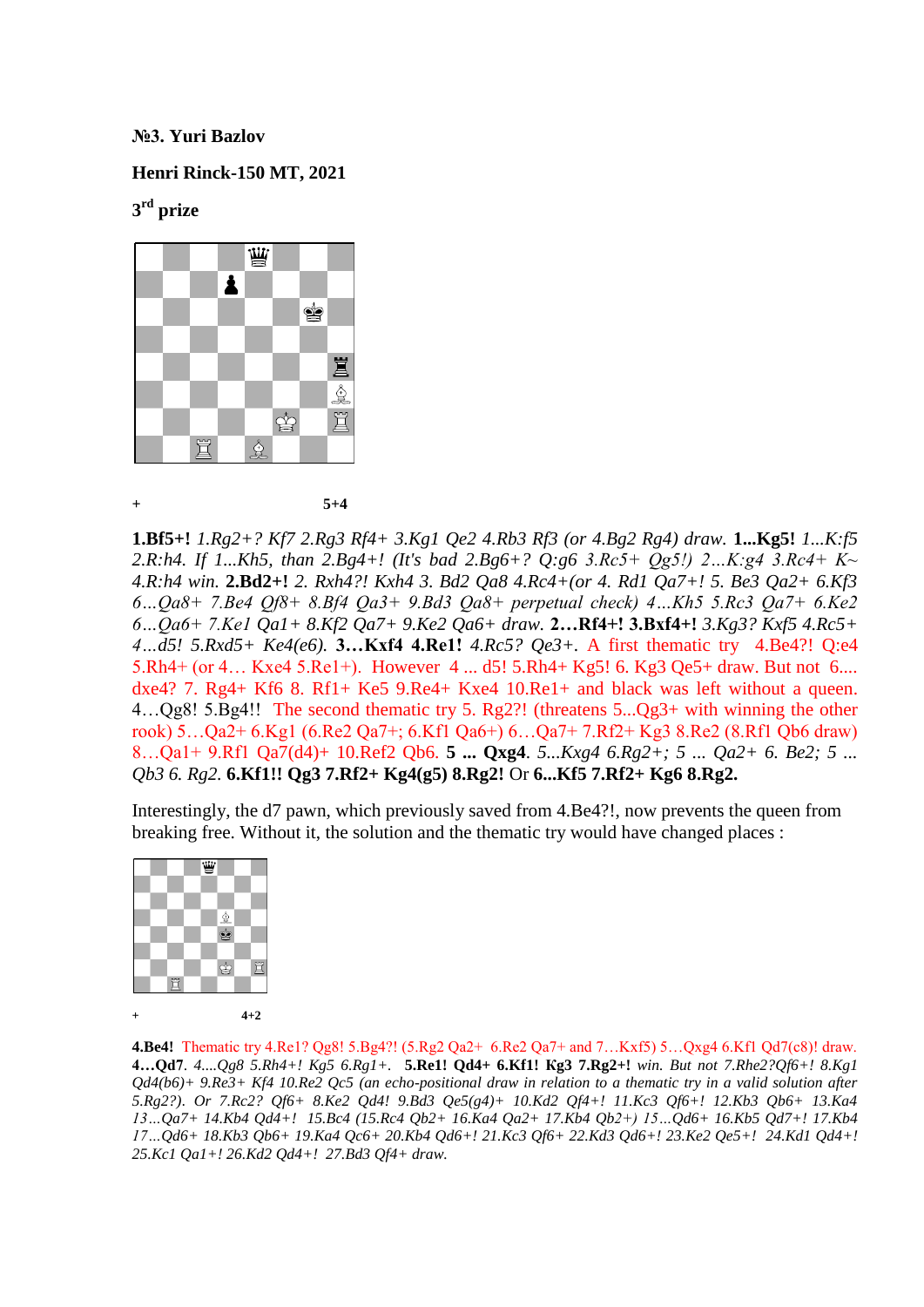**№3. Yuri Bazlov**

**Henri Rinck-150 MT, 2021**

**3rd prize**

\+ 5+4

**1.Bf5+!** *1.Rg2+? Kf7 2.Rg3 Rf4+ 3.Kg1 Qe2 4.Rb3 Rf3 (or 4.Bg2 Rg4) draw.* **1...Kg5!** *1...K:f5 2.R:h4. If 1...Kh5, than 2.Bg4+! (It's bad 2.Bg6+? Q:g6 3.Rc5+ Qg5!) 2…K:g4 3.Rc4+ K~ 4.R:h4 win.* **2.Bd2+!** *2. Rxh4?! Kxh4 3. Bd2 Qa8 4.Rc4+(or 4. Rd1 Qa7+! 5. Be3 Qa2+ 6.Kf3 6…Qa8+ 7.Be4 Qf8+ 8.Bf4 Qa3+ 9.Bd3 Qa8+ perpetual check) 4…Kh5 5.Rc3 Qa7+ 6.Ke2 6…Qa6+ 7.Ke1 Qa1+ 8.Kf2 Qa7+ 9.Ke2 Qa6+ draw.* **2…Rf4+! 3.Bxf4+!** *3.Kg3? Kxf5 4.Rc5+ 4…d5! 5.Rxd5+ Ke4(e6).* **3…Kxf4 4.Re1!** *4.Rc5? Qe3+.* A first thematic try 4.Be4?! Q:e4 5.Rh4+ (or 4… Kxe4 5.Re1+). However 4 ... d5! 5.Rh4+ Kg5! 6. Kg3 Qe5+ draw. But not 6.... dxe4? 7. Rg4+ Kf6 8. Rf1+ Ke5 9.Re4+ Kxe4 10.Re1+ and black was left without a queen. 4…Qg8! 5.Bg4!! The second thematic try 5. Rg2?! (threatens 5...Qg3+ with winning the other rook) 5…Qa2+ 6.Kg1 (6.Re2 Qa7+; 6.Kf1 Qa6+) 6…Qa7+ 7.Rf2+ Kg3 8.Re2 (8.Rf1 Qb6 draw) 8…Qa1+ 9.Rf1 Qa7(d4)+ 10.Ref2 Qb6. **5 ... Qxg4**. *5...Kxg4 6.Rg2+; 5 ... Qa2+ 6. Be2; 5 ... Qb3 6. Rg2.* **6.Kf1!! Qg3 7.Rf2+ Kg4(g5) 8.Rg2!** Or **6...Kf5 7.Rf2+ Kg6 8.Rg2.**

Interestingly, the d7 pawn, which previously saved from 4.Be4?!, now prevents the queen from breaking free. Without it, the solution and the thematic try would have changed places :

\+ 4+2

**4.Be4!** Thematic try 4.Re1? Qg8! 5.Bg4?! (5.Rg2 Qa2+ 6.Re2 Qa7+ and 7…Kxf5) 5…Qxg4 6.Kf1 Qd7(c8)! draw. **4…Qd7**. *4....Qg8 5.Rh4+! Kg5 6.Rg1+.* **5.Re1! Qd4+ 6.Kf1! Kg3 7.Rg2+!** *win. But not 7.Rhe2?Qf6+! 8.Kg1 Qd4(b6)+ 9.Re3+ Kf4 10.Re2 Qc5 (an echo-positional draw in relation to a thematic try in a valid solution after 5.Rg2?). Or 7.Rc2? Qf6+ 8.Ke2 Qd4! 9.Bd3 Qe5(g4)+ 10.Kd2 Qf4+! 11.Kc3 Qf6+! 12.Kb3 Qb6+ 13.Ka4 13…Qa7+ 14.Kb4 Qd4+! 15.Bc4 (15.Rc4 Qb2+ 16.Ka4 Qa2+ 17.Kb4 Qb2+) 15…Qd6+ 16.Kb5 Qd7+! 17.Kb4 17…Qd6+ 18.Kb3 Qb6+ 19.Ka4 Qc6+ 20.Kb4 Qd6+! 21.Kc3 Qf6+ 22.Kd3 Qd6+! 23.Ke2 Qe5+! 24.Kd1 Qd4+! 25.Kc1 Qa1+! 26.Kd2 Qd4+! 27.Bd3 Qf4+ draw.*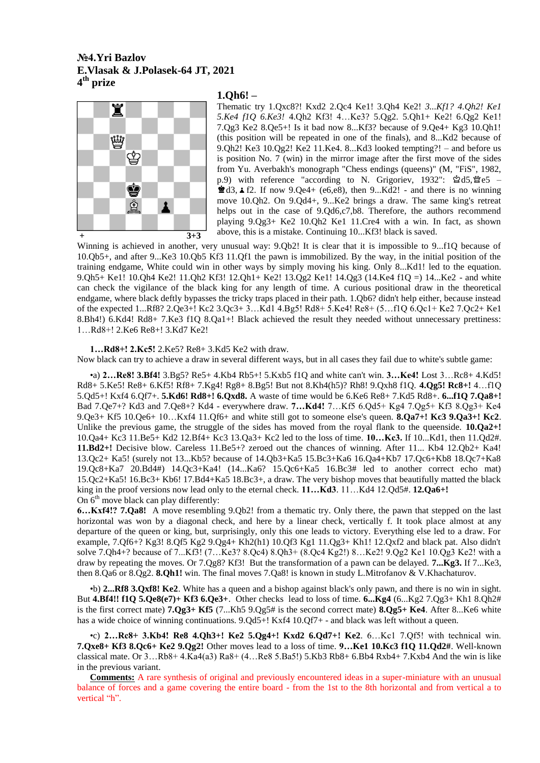### №4.Yri Bazlov
### E.Vlasak & J.Polasek-64 JT, 2021
### 4th prize

+ 3+3

**1.Qh6! –**

Thematic try 1.Qxc8?! Kxd2 2.Qc4 Ke1! 3.Qh4 Ke2! *3...Kf1? 4.Qh2! Ke1 5.Ke4 f1Q 6.Ke3!* 4.Qh2 Kf3! 4…Ke3? 5.Qg2. 5.Qh1+ Ke2! 6.Qg2 Ke1! 7.Qg3 Ke2 8.Qe5+! Is it bad now 8...Kf3? because of 9.Qe4+ Kg3 10.Qh1! (this position will be repeated in one of the finals), and 8...Kd2 because of 9.Qh2! Ke3 10.Qg2! Ke2 11.Ke4. 8...Kd3 looked tempting?! – and before us is position No. 7 (win) in the mirror image after the first move of the sides from Yu. Averbakh's monograph "Chess endings (queens)" (M, "FiS", 1982, p.9) with reference "according to N. Grigoriev, 1932": ♔d5,♕e5 – ♚d3, ♟f2. If now 9.Qe4+ (e6,e8), then 9...Kd2! - and there is no winning move 10.Qh2. On 9.Qd4+, 9...Ke2 brings a draw. The same king's retreat helps out in the case of 9.Qd6,c7,b8. Therefore, the authors recommend playing 9.Qg3+ Ke2 10.Qh2 Ke1 11.Cre4 with a win. In fact, as shown above, this is a mistake. Continuing 10...Kf3! black is saved.

Winning is achieved in another, very unusual way: 9.Qb2! It is clear that it is impossible to 9...f1Q because of 10.Qb5+, and after 9...Ke3 10.Qb5 Kf3 11.Qf1 the pawn is immobilized. By the way, in the initial position of the training endgame, White could win in other ways by simply moving his king. Only 8...Kd1! led to the equation. 9.Qh5+ Ke1! 10.Qh4 Ke2! 11.Qh2 Kf3! 12.Qh1+ Ke2! 13.Qg2 Ke1! 14.Qg3 (14.Ke4 f1Q =) 14...Ke2 - and white can check the vigilance of the black king for any length of time. A curious positional draw in the theoretical endgame, where black deftly bypasses the tricky traps placed in their path. 1.Qb6? didn't help either, because instead of the expected 1...Rf8? 2.Qe3+! Kc2 3.Qc3+ 3…Kd1 4.Bg5! Rd8+ 5.Ke4! Re8+ (5…f1Q 6.Qc1+ Ke2 7.Qc2+ Ke1 8.Bh4!) 6.Kd4! Rd8+ 7.Ke3 f1Q 8.Qa1+! Black achieved the result they needed without unnecessary prettiness: 1…Rd8+! 2.Ke6 Re8+! 3.Kd7 Ke2!

**1…Rd8+! 2.Kc5!** 2.Ke5? Re8+ 3.Kd5 Ke2 with draw.

Now black can try to achieve a draw in several different ways, but in all cases they fail due to white's subtle game:

•a) **2…Re8! 3.Bf4!** 3.Bg5? Re5+ 4.Kb4 Rb5+! 5.Kxb5 f1Q and white can't win. **3…Ke4!** Lost 3…Rc8+ 4.Kd5! Rd8+ 5.Ke5! Re8+ 6.Kf5! Rf8+ 7.Kg4! Rg8+ 8.Bg5! But not 8.Kh4(h5)? Rh8! 9.Qxh8 f1Q. **4.Qg5! Rc8+!** 4…f1Q 5.Qd5+! Kxf4 6.Qf7+. **5.Kd6! Rd8+! 6.Qxd8.** A waste of time would be 6.Ke6 Re8+ 7.Kd5 Rd8+. **6...f1Q 7.Qa8+!** Bad 7.Qe7+? Kd3 and 7.Qe8+? Kd4 - everywhere draw. **7…Kd4!** 7…Kf5 6.Qd5+ Kg4 7.Qg5+ Kf3 8.Qg3+ Ke4 9.Qe3+ Kf5 10.Qe6+ 10…Kxf4 11.Qf6+ and white still got to someone else's queen. **8.Qa7+! Kc3 9.Qa3+! Kc2**. Unlike the previous game, the struggle of the sides has moved from the royal flank to the queenside. **10.Qa2+!** 10.Qa4+ Kc3 11.Be5+ Kd2 12.Bf4+ Kc3 13.Qa3+ Kc2 led to the loss of time. **10…Kc3.** If 10...Kd1, then 11.Qd2#. **11.Bd2+!** Decisive blow. Careless 11.Be5+? zeroed out the chances of winning. After 11... Kb4 12.Qb2+ Ka4! 13.Qc2+ Ka5! (surely not 13...Kb5? because of 14.Qb3+Ka5 15.Bc3+Ka6 16.Qa4+Kb7 17.Qc6+Kb8 18.Qc7+Ka8 19.Qc8+Ka7 20.Bd4#) 14.Qc3+Ka4! (14...Ka6? 15.Qc6+Ka5 16.Bc3# led to another correct echo mat) 15.Qc2+Ka5! 16.Bc3+ Kb6! 17.Bd4+Ka5 18.Bc3+, a draw. The very bishop moves that beautifully matted the black king in the proof versions now lead only to the eternal check. **11…Kd3**. 11…Kd4 12.Qd5#. **12.Qa6+!**

On 6th move black can play differently:

**6…Kxf4!? 7.Qa8!** A move resembling 9.Qb2! from a thematic try. Only there, the pawn that stepped on the last horizontal was won by a diagonal check, and here by a linear check, vertically f. It took place almost at any departure of the queen or king, but, surprisingly, only this one leads to victory. Everything else led to a draw. For example, 7.Qf6+? Kg3! 8.Qf5 Kg2 9.Qg4+ Kh2(h1) 10.Qf3 Kg1 11.Qg3+ Kh1! 12.Qxf2 and black pat. Also didn't solve 7.Qh4+? because of 7...Kf3! (7…Ke3? 8.Qc4) 8.Qh3+ (8.Qc4 Kg2!) 8…Ke2! 9.Qg2 Ke1 10.Qg3 Ke2! with a draw by repeating the moves. Or 7.Qg8? Kf3! But the transformation of a pawn can be delayed. **7...Kg3.** If 7...Ke3, then 8.Qa6 or 8.Qg2. **8.Qh1!** win. The final moves 7.Qa8! is known in study L.Mitrofanov & V.Khachaturov.

•b) **2...Rf8 3.Qxf8! Ke2**. White has a queen and a bishop against black's only pawn, and there is no win in sight. But **4.Bf4!! f1Q 5.Qe8(e7)+ Kf3 6.Qe3+**. Other checks lead to loss of time. **6...Kg4** (6...Kg2 7.Qg3+ Kh1 8.Qh2# is the first correct mate) **7.Qg3+ Kf5** (7...Kh5 9.Qg5# is the second correct mate) **8.Qg5+ Ke4**. After 8...Ke6 white has a wide choice of winning continuations. 9.Qd5+! Kxf4 10.Qf7+ - and black was left without a queen.

•c) **2…Rc8+ 3.Kb4! Re8 4.Qh3+! Ke2 5.Qg4+! Kxd2 6.Qd7+! Ke2**. 6…Kc1 7.Qf5! with technical win. **7.Qxe8+ Kf3 8.Qc6+ Ke2 9.Qg2!** Other moves lead to a loss of time. **9…Ke1 10.Kc3 f1Q 11.Qd2#**. Well-known classical mate. Or 3…Rb8+ 4.Ka4(a3) Ra8+ (4…Re8 5.Ba5!) 5.Kb3 Rb8+ 6.Bb4 Rxb4+ 7.Kxb4 And the win is like in the previous variant.

**Comments:** A rare synthesis of original and previously encountered ideas in a super-miniature with an unusual balance of forces and a game covering the entire board - from the 1st to the 8th horizontal and from vertical a to vertical "h".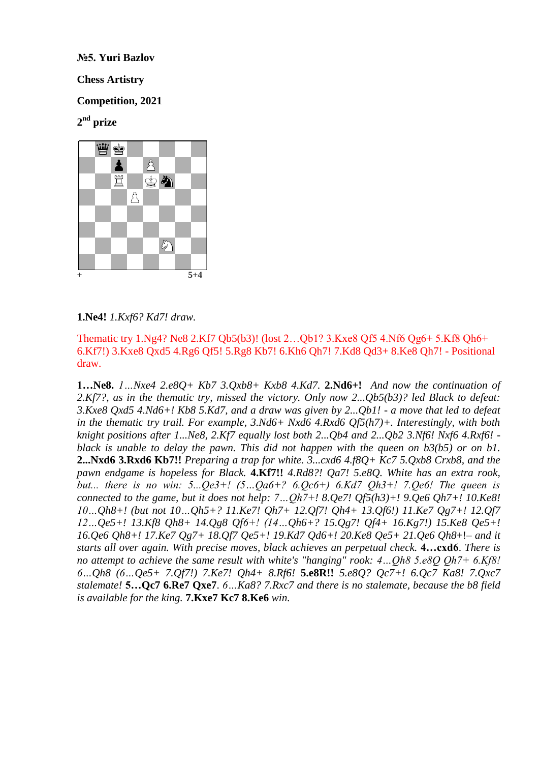**№5. Yuri Bazlov**

**Chess Artistry**

**Competition, 2021**

**2nd prize**

\+ 5+4

**1.Ne4!** *1.Kxf6? Kd7! draw.*

Thematic try 1.Ng4? Ne8 2.Kf7 Qb5(b3)! (lost 2…Qb1? 3.Kxe8 Qf5 4.Nf6 Qg6+ 5.Kf8 Qh6+ 6.Kf7!) 3.Kxe8 Qxd5 4.Rg6 Qf5! 5.Rg8 Kb7! 6.Kh6 Qh7! 7.Kd8 Qd3+ 8.Ke8 Qh7! - Positional draw.

**1…Ne8.** *1…Nxe4 2.e8Q+ Kb7 3.Qxb8+ Kxb8 4.Kd7.* **2.Nd6+!** *And now the continuation of 2.Kf7?, as in the thematic try, missed the victory. Only now 2...Qb5(b3)? led Black to defeat: 3.Kxe8 Qxd5 4.Nd6+! Kb8 5.Kd7, and a draw was given by 2...Qb1! - a move that led to defeat in the thematic try trail. For example, 3.Nd6+ Nxd6 4.Rxd6 Qf5(h7)+. Interestingly, with both knight positions after 1...Ne8, 2.Kf7 equally lost both 2...Qb4 and 2...Qb2 3.Nf6! Nxf6 4.Rxf6! - black is unable to delay the pawn. This did not happen with the queen on b3(b5) or on b1.* **2...Nxd6 3.Rxd6 Kb7!!** *Preparing a trap for white. 3...cxd6 4.f8Q+ Kc7 5.Qxb8 Crxb8, and the pawn endgame is hopeless for Black.* **4.Kf7!!** *4.Rd8?! Qa7! 5.e8Q. White has an extra rook, but... there is no win: 5...Qe3+! (5…Qa6+? 6.Qc6+) 6.Kd7 Qh3+! 7.Qe6! The queen is connected to the game, but it does not help: 7…Qh7+! 8.Qe7! Qf5(h3)+! 9.Qe6 Qh7+! 10.Ke8! 10…Qh8+! (but not 10…Qh5+? 11.Ke7! Qh7+ 12.Qf7! Qh4+ 13.Qf6!) 11.Ke7 Qg7+! 12.Qf7 12…Qe5+! 13.Kf8 Qh8+ 14.Qg8 Qf6+! (14…Qh6+? 15.Qg7! Qf4+ 16.Kg7!) 15.Ke8 Qe5+! 16.Qe6 Qh8+! 17.Ke7 Qg7+ 18.Qf7 Qe5+! 19.Kd7 Qd6+! 20.Ke8 Qe5+ 21.Qe6 Qh8+!– and it starts all over again. With precise moves, black achieves an perpetual check.* **4…cxd6**. *There is no attempt to achieve the same result with white's "hanging" rook: 4…Qh8 5.e8Q Qh7+ 6.Kf8! 6…Qh8 (6…Qe5+ 7.Qf7!) 7.Ke7! Qh4+ 8.Rf6!* **5.e8R!!** *5.e8Q? Qc7+! 6.Qc7 Ka8! 7.Qxc7 stalemate!* **5…Qc7 6.Re7 Qxe7**. *6…Ka8? 7.Rxc7 and there is no stalemate, because the b8 field is available for the king.* **7.Kxe7 Kc7 8.Ke6** *win.*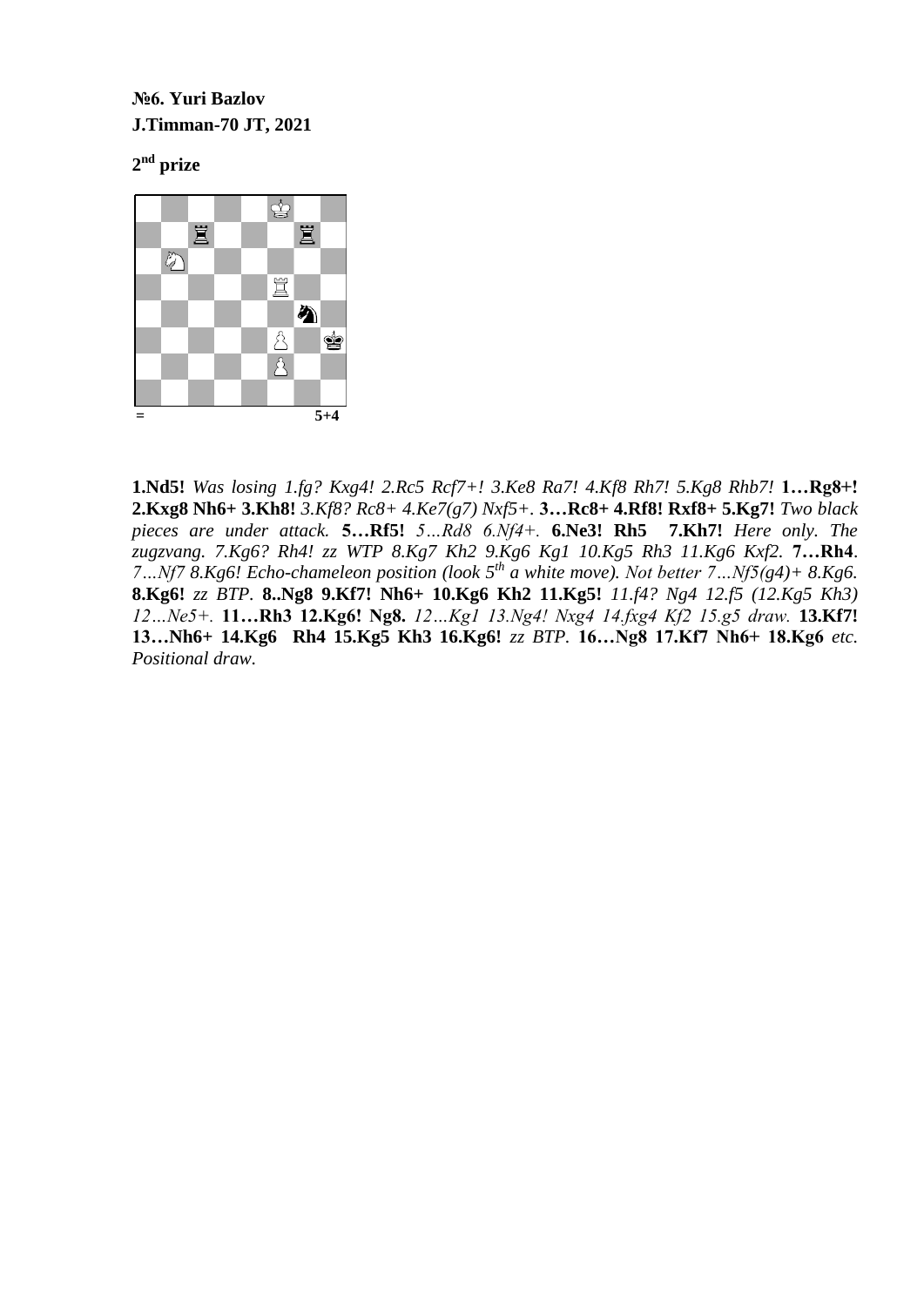**№6. Yuri Bazlov**
**J.Timman-70 JT, 2021**

**2nd prize**

= 5+4

**1.Nd5!** *Was losing 1.fg? Kxg4! 2.Rc5 Rcf7+! 3.Ke8 Ra7! 4.Kf8 Rh7! 5.Kg8 Rhb7!* **1…Rg8+! 2.Kxg8 Nh6+ 3.Kh8!** *3.Kf8? Rc8+ 4.Ke7(g7) Nxf5+.* **3…Rc8+ 4.Rf8! Rxf8+ 5.Kg7!** *Two black pieces are under attack.* **5…Rf5!** *5…Rd8 6.Nf4+.* **6.Ne3! Rh5 7.Kh7!** *Here only. The zugzvang. 7.Kg6? Rh4! zz WTP 8.Kg7 Kh2 9.Kg6 Kg1 10.Kg5 Rh3 11.Kg6 Kxf2.* **7…Rh4**. *7…Nf7 8.Kg6! Echo-chameleon position (look 5th a white move). Not better 7…Nf5(g4)+ 8.Kg6.* **8.Kg6!** *zz BTP.* **8..Ng8 9.Kf7! Nh6+ 10.Kg6 Kh2 11.Kg5!** *11.f4? Ng4 12.f5 (12.Kg5 Kh3) 12…Ne5+.* **11…Rh3 12.Kg6! Ng8.** *12…Kg1 13.Ng4! Nxg4 14.fxg4 Kf2 15.g5 draw.* **13.Kf7! 13…Nh6+ 14.Kg6 Rh4 15.Kg5 Kh3 16.Kg6!** *zz BTP.* **16…Ng8 17.Kf7 Nh6+ 18.Kg6** *etc. Positional draw.*